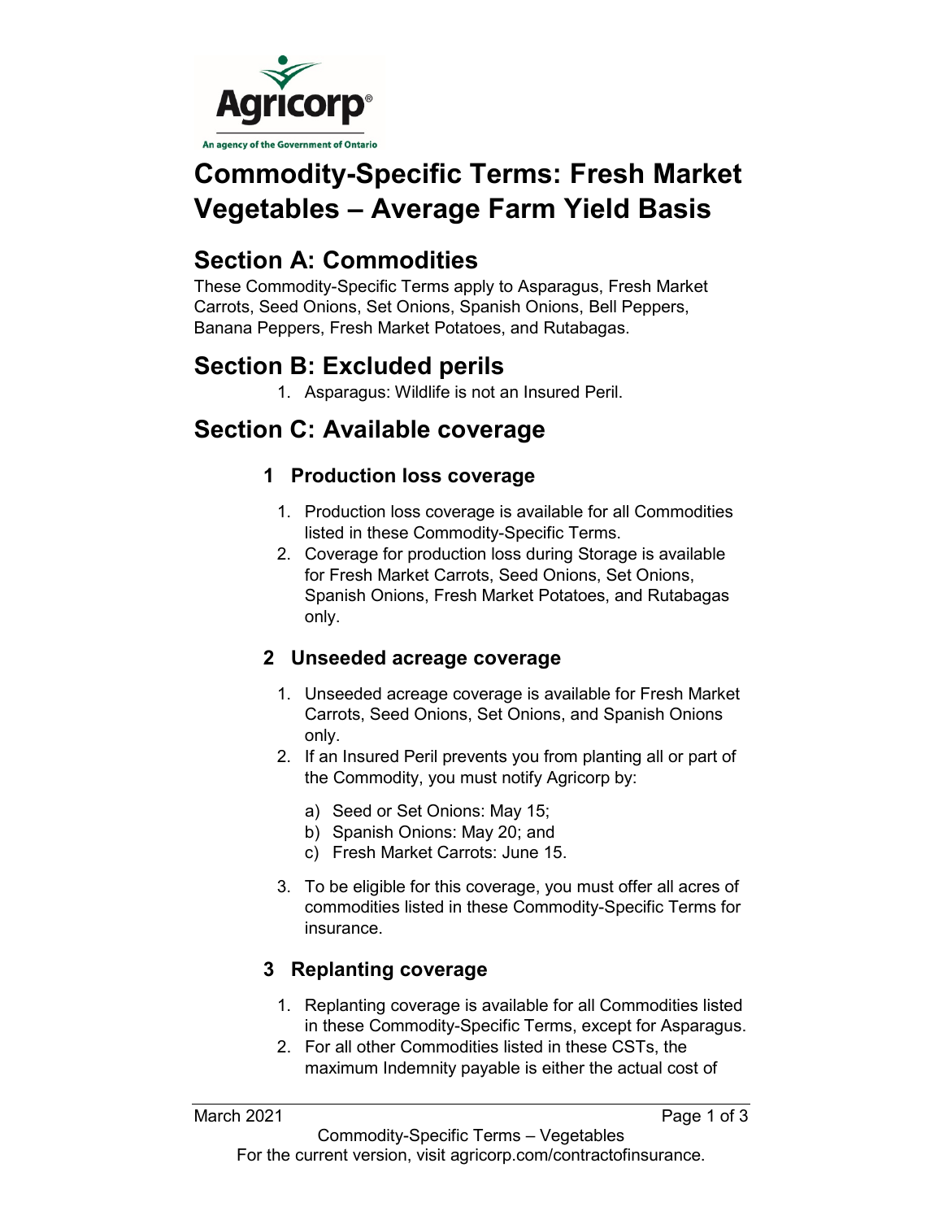Agricorp

An agency of the Government of Ontario

# Commodity-Specific Terms: Fresh Market Vegetables – Average Farm Yield Basis

## Section A: Commodities

These Commodity-Specific Terms apply to Asparagus, Fresh Market Carrots, Seed Onions, Set Onions, Spanish Onions, Bell Peppers, Banana Peppers, Fresh Market Potatoes, and Rutabagas.

## Section B: Excluded perils

1. Asparagus: Wildlife is not an Insured Peril.

## Section C: Available coverage

### 1 Production loss coverage

1. Production loss coverage is available for all Commodities listed in these Commodity-Specific Terms.
2. Coverage for production loss during Storage is available for Fresh Market Carrots, Seed Onions, Set Onions, Spanish Onions, Fresh Market Potatoes, and Rutabagas only.

### 2 Unseeded acreage coverage

1. Unseeded acreage coverage is available for Fresh Market Carrots, Seed Onions, Set Onions, and Spanish Onions only.
2. If an Insured Peril prevents you from planting all or part of the Commodity, you must notify Agricorp by:
   a) Seed or Set Onions: May 15;
   b) Spanish Onions: May 20; and
   c) Fresh Market Carrots: June 15.
3. To be eligible for this coverage, you must offer all acres of commodities listed in these Commodity-Specific Terms for insurance.

### 3 Replanting coverage

1. Replanting coverage is available for all Commodities listed in these Commodity-Specific Terms, except for Asparagus.
2. For all other Commodities listed in these CSTs, the maximum Indemnity payable is either the actual cost of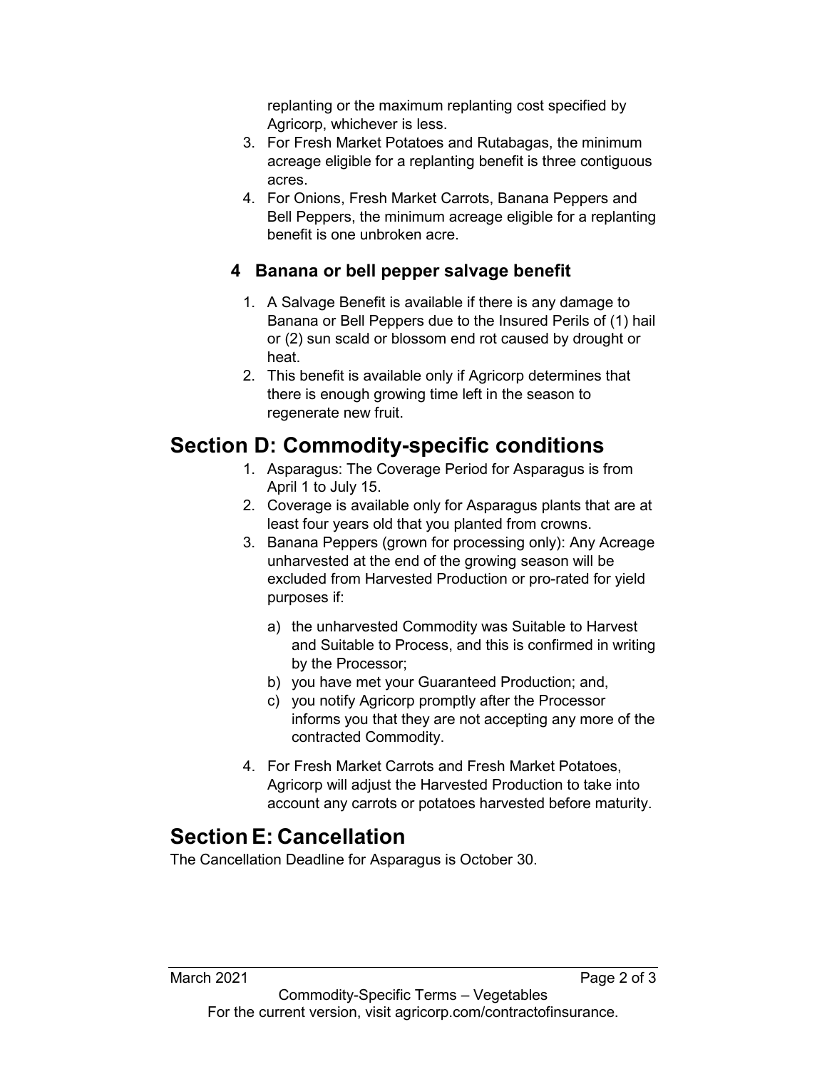replanting or the maximum replanting cost specified by Agricorp, whichever is less.

3. For Fresh Market Potatoes and Rutabagas, the minimum acreage eligible for a replanting benefit is three contiguous acres.
4. For Onions, Fresh Market Carrots, Banana Peppers and Bell Peppers, the minimum acreage eligible for a replanting benefit is one unbroken acre.

### 4 Banana or bell pepper salvage benefit

1. A Salvage Benefit is available if there is any damage to Banana or Bell Peppers due to the Insured Perils of (1) hail or (2) sun scald or blossom end rot caused by drought or heat.
2. This benefit is available only if Agricorp determines that there is enough growing time left in the season to regenerate new fruit.

## Section D: Commodity-specific conditions

1. Asparagus: The Coverage Period for Asparagus is from April 1 to July 15.
2. Coverage is available only for Asparagus plants that are at least four years old that you planted from crowns.
3. Banana Peppers (grown for processing only): Any Acreage unharvested at the end of the growing season will be excluded from Harvested Production or pro-rated for yield purposes if:

   a) the unharvested Commodity was Suitable to Harvest and Suitable to Process, and this is confirmed in writing by the Processor;

   b) you have met your Guaranteed Production; and,

   c) you notify Agricorp promptly after the Processor informs you that they are not accepting any more of the contracted Commodity.

4. For Fresh Market Carrots and Fresh Market Potatoes, Agricorp will adjust the Harvested Production to take into account any carrots or potatoes harvested before maturity.

## Section E: Cancellation

The Cancellation Deadline for Asparagus is October 30.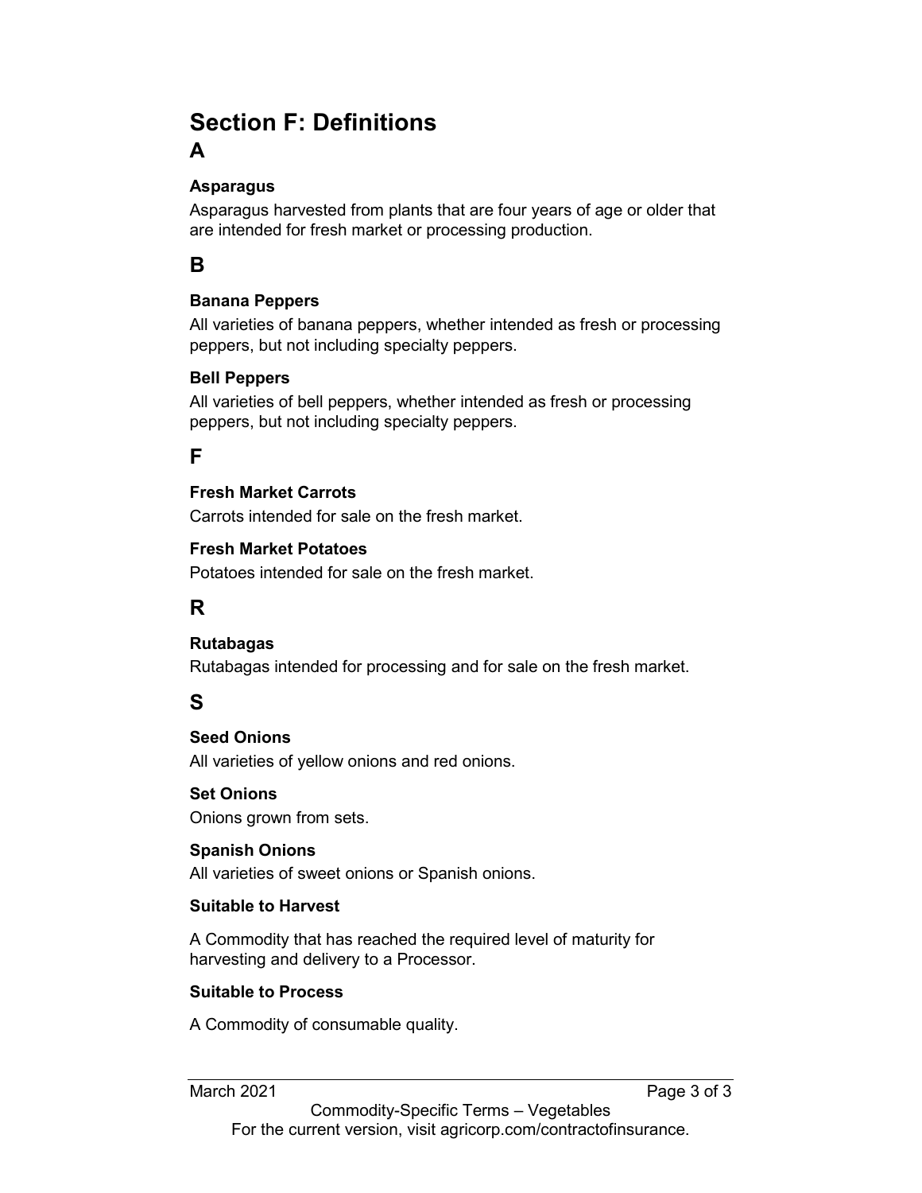# Section F: Definitions

## A

### Asparagus

Asparagus harvested from plants that are four years of age or older that are intended for fresh market or processing production.

## B

### Banana Peppers

All varieties of banana peppers, whether intended as fresh or processing peppers, but not including specialty peppers.

### Bell Peppers

All varieties of bell peppers, whether intended as fresh or processing peppers, but not including specialty peppers.

## F

### Fresh Market Carrots

Carrots intended for sale on the fresh market.

### Fresh Market Potatoes

Potatoes intended for sale on the fresh market.

## R

### Rutabagas

Rutabagas intended for processing and for sale on the fresh market.

## S

### Seed Onions

All varieties of yellow onions and red onions.

### Set Onions

Onions grown from sets.

### Spanish Onions

All varieties of sweet onions or Spanish onions.

### Suitable to Harvest

A Commodity that has reached the required level of maturity for harvesting and delivery to a Processor.

### Suitable to Process

A Commodity of consumable quality.